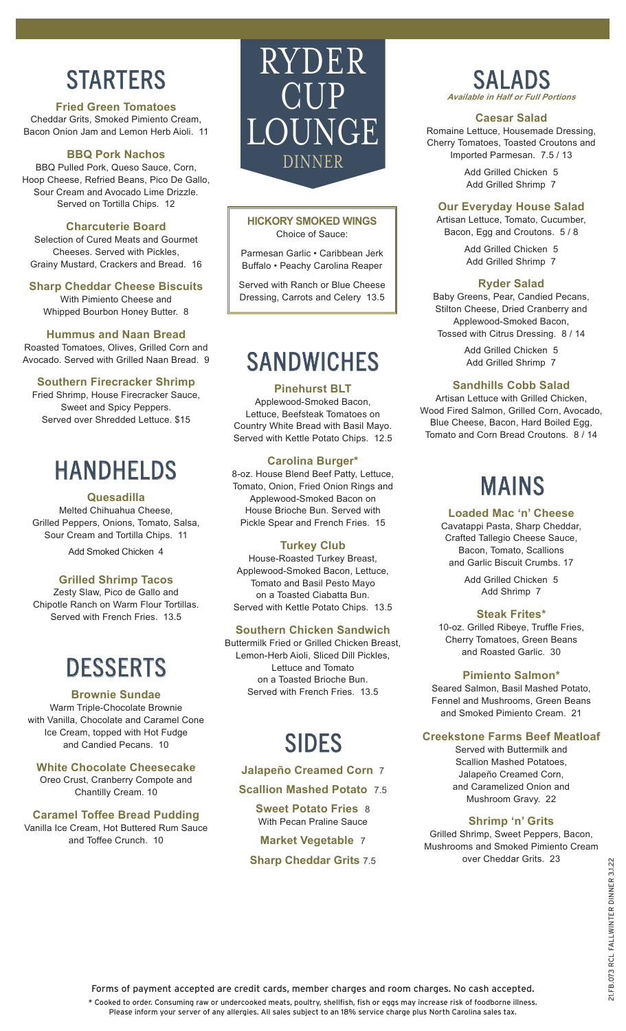# RYDER CUP LOUNGE

## DINNER

## STARTERS

### Fried Green Tomatoes
Cheddar Grits, Smoked Pimiento Cream, Bacon Onion Jam and Lemon Herb Aioli. 11

### BBQ Pork Nachos
BBQ Pulled Pork, Queso Sauce, Corn, Hoop Cheese, Refried Beans, Pico De Gallo, Sour Cream and Avocado Lime Drizzle. Served on Tortilla Chips. 12

### Charcuterie Board
Selection of Cured Meats and Gourmet Cheeses. Served with Pickles, Grainy Mustard, Crackers and Bread. 16

### Sharp Cheddar Cheese Biscuits
With Pimiento Cheese and Whipped Bourbon Honey Butter. 8

### Hummus and Naan Bread
Roasted Tomatoes, Olives, Grilled Corn and Avocado. Served with Grilled Naan Bread. 9

### Southern Firecracker Shrimp
Fried Shrimp, House Firecracker Sauce, Sweet and Spicy Peppers. Served over Shredded Lettuce. $15

## HANDHELDS

### Quesadilla
Melted Chihuahua Cheese, Grilled Peppers, Onions, Tomato, Salsa, Sour Cream and Tortilla Chips. 11

Add Smoked Chicken 4

### Grilled Shrimp Tacos
Zesty Slaw, Pico de Gallo and Chipotle Ranch on Warm Flour Tortillas. Served with French Fries. 13.5

## DESSERTS

### Brownie Sundae
Warm Triple-Chocolate Brownie with Vanilla, Chocolate and Caramel Cone Ice Cream, topped with Hot Fudge and Candied Pecans. 10

### White Chocolate Cheesecake
Oreo Crust, Cranberry Compote and Chantilly Cream. 10

### Caramel Toffee Bread Pudding
Vanilla Ice Cream, Hot Buttered Rum Sauce and Toffee Crunch. 10

### HICKORY SMOKED WINGS
Choice of Sauce:

Parmesan Garlic • Caribbean Jerk Buffalo • Peachy Carolina Reaper

Served with Ranch or Blue Cheese Dressing, Carrots and Celery 13.5

## SANDWICHES

### Pinehurst BLT
Applewood-Smoked Bacon, Lettuce, Beefsteak Tomatoes on Country White Bread with Basil Mayo. Served with Kettle Potato Chips. 12.5

### Carolina Burger*
8-oz. House Blend Beef Patty, Lettuce, Tomato, Onion, Fried Onion Rings and Applewood-Smoked Bacon on House Brioche Bun. Served with Pickle Spear and French Fries. 15

### Turkey Club
House-Roasted Turkey Breast, Applewood-Smoked Bacon, Lettuce, Tomato and Basil Pesto Mayo on a Toasted Ciabatta Bun. Served with Kettle Potato Chips. 13.5

### Southern Chicken Sandwich
Buttermilk Fried or Grilled Chicken Breast, Lemon-Herb Aioli, Sliced Dill Pickles, Lettuce and Tomato on a Toasted Brioche Bun. Served with French Fries. 13.5

## SIDES

**Jalapeño Creamed Corn** 7

**Scallion Mashed Potato** 7.5

**Sweet Potato Fries** 8
With Pecan Praline Sauce

**Market Vegetable** 7

**Sharp Cheddar Grits** 7.5

## SALADS
*Available in Half or Full Portions*

### Caesar Salad
Romaine Lettuce, Housemade Dressing, Cherry Tomatoes, Toasted Croutons and Imported Parmesan. 7.5 / 13

Add Grilled Chicken 5
Add Grilled Shrimp 7

### Our Everyday House Salad
Artisan Lettuce, Tomato, Cucumber, Bacon, Egg and Croutons. 5 / 8

Add Grilled Chicken 5
Add Grilled Shrimp 7

### Ryder Salad
Baby Greens, Pear, Candied Pecans, Stilton Cheese, Dried Cranberry and Applewood-Smoked Bacon, Tossed with Citrus Dressing. 8 / 14

Add Grilled Chicken 5
Add Grilled Shrimp 7

### Sandhills Cobb Salad
Artisan Lettuce with Grilled Chicken, Wood Fired Salmon, Grilled Corn, Avocado, Blue Cheese, Bacon, Hard Boiled Egg, Tomato and Corn Bread Croutons. 8 / 14

## MAINS

### Loaded Mac 'n' Cheese
Cavatappi Pasta, Sharp Cheddar, Crafted Tallegio Cheese Sauce, Bacon, Tomato, Scallions and Garlic Biscuit Crumbs. 17

Add Grilled Chicken 5
Add Shrimp 7

### Steak Frites*
10-oz. Grilled Ribeye, Truffle Fries, Cherry Tomatoes, Green Beans and Roasted Garlic. 30

### Pimiento Salmon*
Seared Salmon, Basil Mashed Potato, Fennel and Mushrooms, Green Beans and Smoked Pimiento Cream. 21

### Creekstone Farms Beef Meatloaf
Served with Buttermilk and Scallion Mashed Potatoes, Jalapeño Creamed Corn, and Caramelized Onion and Mushroom Gravy. 22

### Shrimp 'n' Grits
Grilled Shrimp, Sweet Peppers, Bacon, Mushrooms and Smoked Pimiento Cream over Cheddar Grits. 23

21.FB.073 RCL FALLWINTER DINNER 3.1.22

Forms of payment accepted are credit cards, member charges and room charges. No cash accepted.

\* Cooked to order. Consuming raw or undercooked meats, poultry, shellfish, fish or eggs may increase risk of foodborne illness. Please inform your server of any allergies. All sales subject to an 18% service charge plus North Carolina sales tax.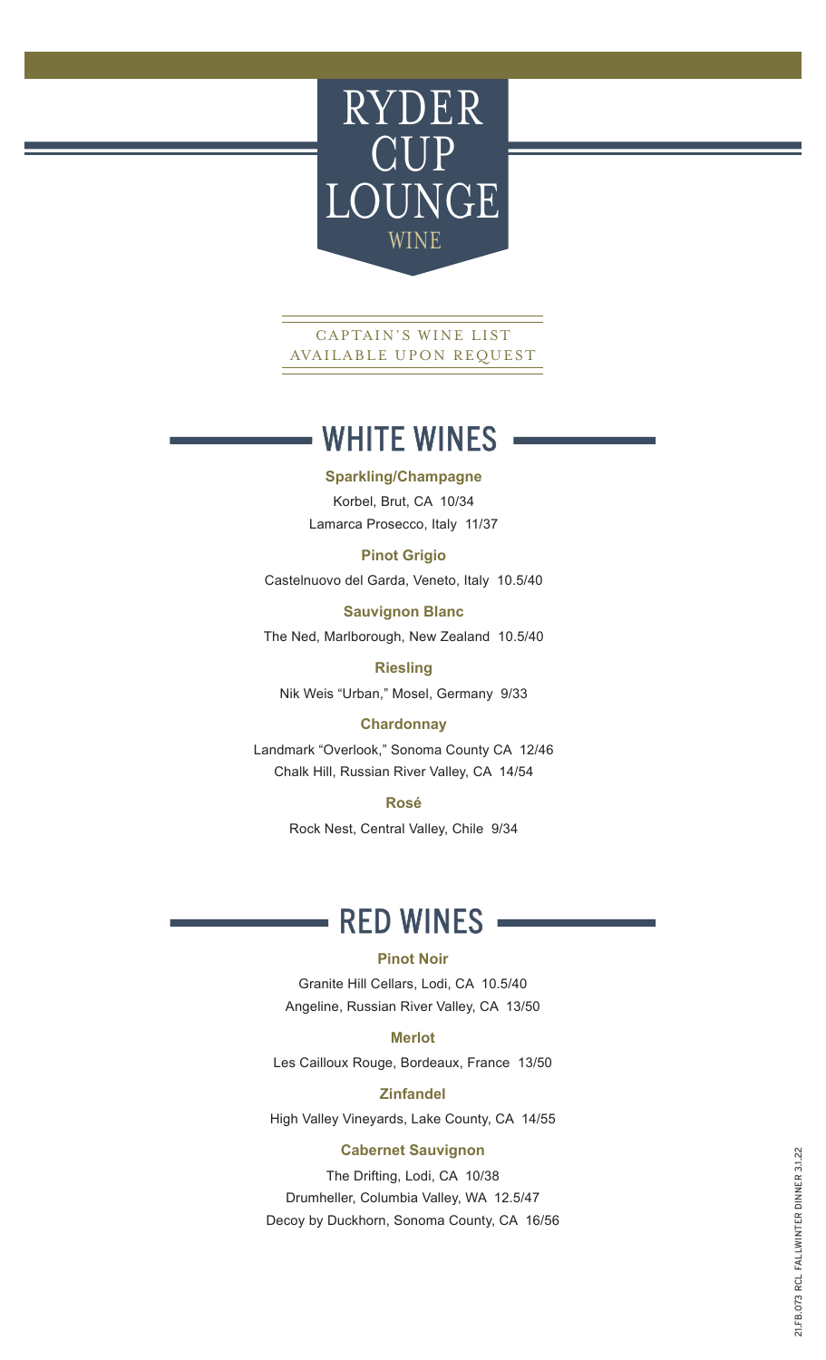# RYDER CUP LOUNGE

## WINE

CAPTAIN'S WINE LIST
AVAILABLE UPON REQUEST

## WHITE WINES

### Sparkling/Champagne

Korbel, Brut, CA 10/34
Lamarca Prosecco, Italy 11/37

### Pinot Grigio

Castelnuovo del Garda, Veneto, Italy 10.5/40

### Sauvignon Blanc

The Ned, Marlborough, New Zealand 10.5/40

### Riesling

Nik Weis "Urban," Mosel, Germany 9/33

### Chardonnay

Landmark "Overlook," Sonoma County CA 12/46
Chalk Hill, Russian River Valley, CA 14/54

### Rosé

Rock Nest, Central Valley, Chile 9/34

## RED WINES

### Pinot Noir

Granite Hill Cellars, Lodi, CA 10.5/40
Angeline, Russian River Valley, CA 13/50

### Merlot

Les Cailloux Rouge, Bordeaux, France 13/50

### Zinfandel

High Valley Vineyards, Lake County, CA 14/55

### Cabernet Sauvignon

The Drifting, Lodi, CA 10/38
Drumheller, Columbia Valley, WA 12.5/47
Decoy by Duckhorn, Sonoma County, CA 16/56

21.FB.073 RCL FALLWINTER DINNER 3.1.22